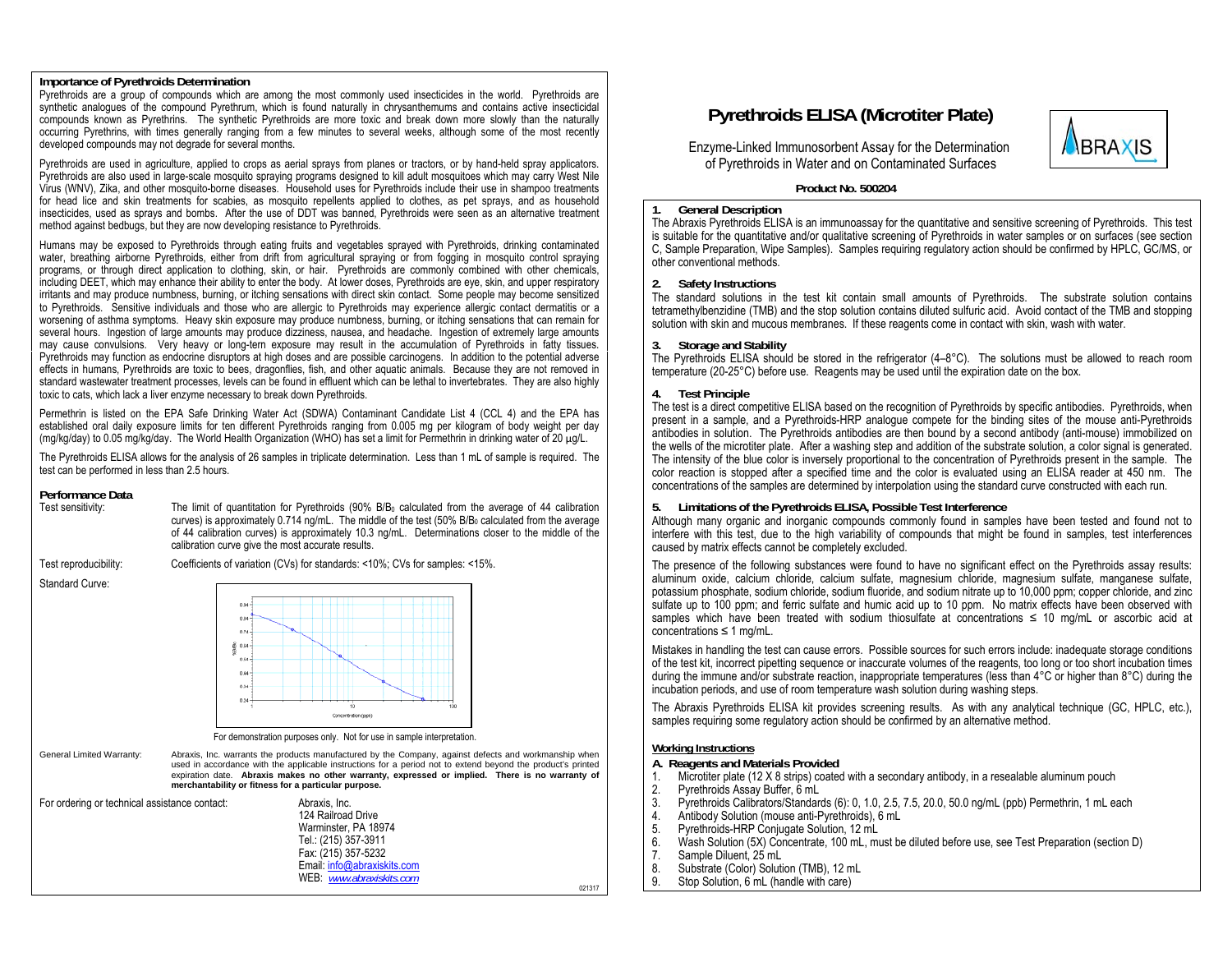# Pyrethroids ELISA (Microtiter Plate)

Enzyme-Linked Immunosorbent Assay for the Determination of Pyrethroids in Water and on Contaminated Surfaces

**Product No. 500204**

## Importance of Pyrethroids Determination

Pyrethroids are a group of compounds which are among the most commonly used insecticides in the world. Pyrethroids are synthetic analogues of the compound Pyrethrum, which is found naturally in chrysanthemums and contains active insecticidal compounds known as Pyrethrins. The synthetic Pyrethroids are more toxic and break down more slowly than the naturally occurring Pyrethrins, with times generally ranging from a few minutes to several weeks, although some of the most recently developed compounds may not degrade for several months.

Pyrethroids are used in agriculture, applied to crops as aerial sprays from planes or tractors, or by hand-held spray applicators. Pyrethroids are also used in large-scale mosquito spraying programs designed to kill adult mosquitoes which may carry West Nile Virus (WNV), Zika, and other mosquito-borne diseases. Household uses for Pyrethroids include their use in shampoo treatments for head lice and skin treatments for scabies, as mosquito repellents applied to clothes, as pet sprays, and as household insecticides, used as sprays and bombs. After the use of DDT was banned, Pyrethroids were seen as an alternative treatment method against bedbugs, but they are now developing resistance to Pyrethroids.

Humans may be exposed to Pyrethroids through eating fruits and vegetables sprayed with Pyrethroids, drinking contaminated water, breathing airborne Pyrethroids, either from drift from agricultural spraying or from fogging in mosquito control spraying programs, or through direct application to clothing, skin, or hair. Pyrethroids are commonly combined with other chemicals, including DEET, which may enhance their ability to enter the body. At lower doses, Pyrethroids are eye, skin, and upper respiratory irritants and may produce numbness, burning, or itching sensations with direct skin contact. Some people may become sensitized to Pyrethroids. Sensitive individuals and those who are allergic to Pyrethroids may experience allergic contact dermatitis or a worsening of asthma symptoms. Heavy skin exposure may produce numbness, burning, or itching sensations that can remain for several hours. Ingestion of large amounts may produce dizziness, nausea, and headache. Ingestion of extremely large amounts may cause convulsions. Very heavy or long-tern exposure may result in the accumulation of Pyrethroids in fatty tissues. Pyrethroids may function as endocrine disruptors at high doses and are possible carcinogens. In addition to the potential adverse effects in humans, Pyrethroids are toxic to bees, dragonflies, fish, and other aquatic animals. Because they are not removed in standard wastewater treatment processes, levels can be found in effluent which can be lethal to invertebrates. They are also highly toxic to cats, which lack a liver enzyme necessary to break down Pyrethroids.

Permethrin is listed on the EPA Safe Drinking Water Act (SDWA) Contaminant Candidate List 4 (CCL 4) and the EPA has established oral daily exposure limits for ten different Pyrethroids ranging from 0.005 mg per kilogram of body weight per day (mg/kg/day) to 0.05 mg/kg/day. The World Health Organization (WHO) has set a limit for Permethrin in drinking water of 20 µg/L.

The Pyrethroids ELISA allows for the analysis of 26 samples in triplicate determination. Less than 1 mL of sample is required. The test can be performed in less than 2.5 hours.

## Performance Data

**Test sensitivity:** The limit of quantitation for Pyrethroids (90% $B/B_0$ calculated from the average of 44 calibration curves) is approximately 0.714 ng/mL. The middle of the test (50% $B/B_0$ calculated from the average of 44 calibration curves) is approximately 10.3 ng/mL. Determinations closer to the middle of the calibration curve give the most accurate results.

**Test reproducibility:** Coefficients of variation (CVs) for standards: <10%; CVs for samples: <15%.

**Standard Curve:**

For demonstration purposes only. Not for use in sample interpretation.

**General Limited Warranty:** Abraxis, Inc. warrants the products manufactured by the Company, against defects and workmanship when used in accordance with the applicable instructions for a period not to extend beyond the product's printed expiration date. **Abraxis makes no other warranty, expressed or implied. There is no warranty of merchantability or fitness for a particular purpose.**

**For ordering or technical assistance contact:**

Abraxis, Inc.
124 Railroad Drive
Warminster, PA 18974
Tel.: (215) 357-3911
Fax: (215) 357-5232
Email: info@abraxiskits.com
WEB: www.abraxiskits.com

021317

## 1. General Description

The Abraxis Pyrethroids ELISA is an immunoassay for the quantitative and sensitive screening of Pyrethroids. This test is suitable for the quantitative and/or qualitative screening of Pyrethroids in water samples or on surfaces (see section C, Sample Preparation, Wipe Samples). Samples requiring regulatory action should be confirmed by HPLC, GC/MS, or other conventional methods.

## 2. Safety Instructions

The standard solutions in the test kit contain small amounts of Pyrethroids. The substrate solution contains tetramethylbenzidine (TMB) and the stop solution contains diluted sulfuric acid. Avoid contact of the TMB and stopping solution with skin and mucous membranes. If these reagents come in contact with skin, wash with water.

## 3. Storage and Stability

The Pyrethroids ELISA should be stored in the refrigerator (4–8°C). The solutions must be allowed to reach room temperature (20-25°C) before use. Reagents may be used until the expiration date on the box.

## 4. Test Principle

The test is a direct competitive ELISA based on the recognition of Pyrethroids by specific antibodies. Pyrethroids, when present in a sample, and a Pyrethroids-HRP analogue compete for the binding sites of the mouse anti-Pyrethroids antibodies in solution. The Pyrethroids antibodies are then bound by a second antibody (anti-mouse) immobilized on the wells of the microtiter plate. After a washing step and addition of the substrate solution, a color signal is generated. The intensity of the blue color is inversely proportional to the concentration of Pyrethroids present in the sample. The color reaction is stopped after a specified time and the color is evaluated using an ELISA reader at 450 nm. The concentrations of the samples are determined by interpolation using the standard curve constructed with each run.

## 5. Limitations of the Pyrethroids ELISA, Possible Test Interference

Although many organic and inorganic compounds commonly found in samples have been tested and found not to interfere with this test, due to the high variability of compounds that might be found in samples, test interferences caused by matrix effects cannot be completely excluded.

The presence of the following substances were found to have no significant effect on the Pyrethroids assay results: aluminum oxide, calcium chloride, calcium sulfate, magnesium chloride, magnesium sulfate, manganese sulfate, potassium phosphate, sodium chloride, sodium fluoride, and sodium nitrate up to 10,000 ppm; copper chloride, and zinc sulfate up to 100 ppm; and ferric sulfate and humic acid up to 10 ppm. No matrix effects have been observed with samples which have been treated with sodium thiosulfate at concentrations ≤ 10 mg/mL or ascorbic acid at concentrations ≤ 1 mg/mL.

Mistakes in handling the test can cause errors. Possible sources for such errors include: inadequate storage conditions of the test kit, incorrect pipetting sequence or inaccurate volumes of the reagents, too long or too short incubation times during the immune and/or substrate reaction, inappropriate temperatures (less than 4°C or higher than 8°C) during the incubation periods, and use of room temperature wash solution during washing steps.

The Abraxis Pyrethroids ELISA kit provides screening results. As with any analytical technique (GC, HPLC, etc.), samples requiring some regulatory action should be confirmed by an alternative method.

## Working Instructions

### A. Reagents and Materials Provided

1. Microtiter plate (12 X 8 strips) coated with a secondary antibody, in a resealable aluminum pouch
2. Pyrethroids Assay Buffer, 6 mL
3. Pyrethroids Calibrators/Standards (6): 0, 1.0, 2.5, 7.5, 20.0, 50.0 ng/mL (ppb) Permethrin, 1 mL each
4. Antibody Solution (mouse anti-Pyrethroids), 6 mL
5. Pyrethroids-HRP Conjugate Solution, 12 mL
6. Wash Solution (5X) Concentrate, 100 mL, must be diluted before use, see Test Preparation (section D)
7. Sample Diluent, 25 mL
8. Substrate (Color) Solution (TMB), 12 mL
9. Stop Solution, 6 mL (handle with care)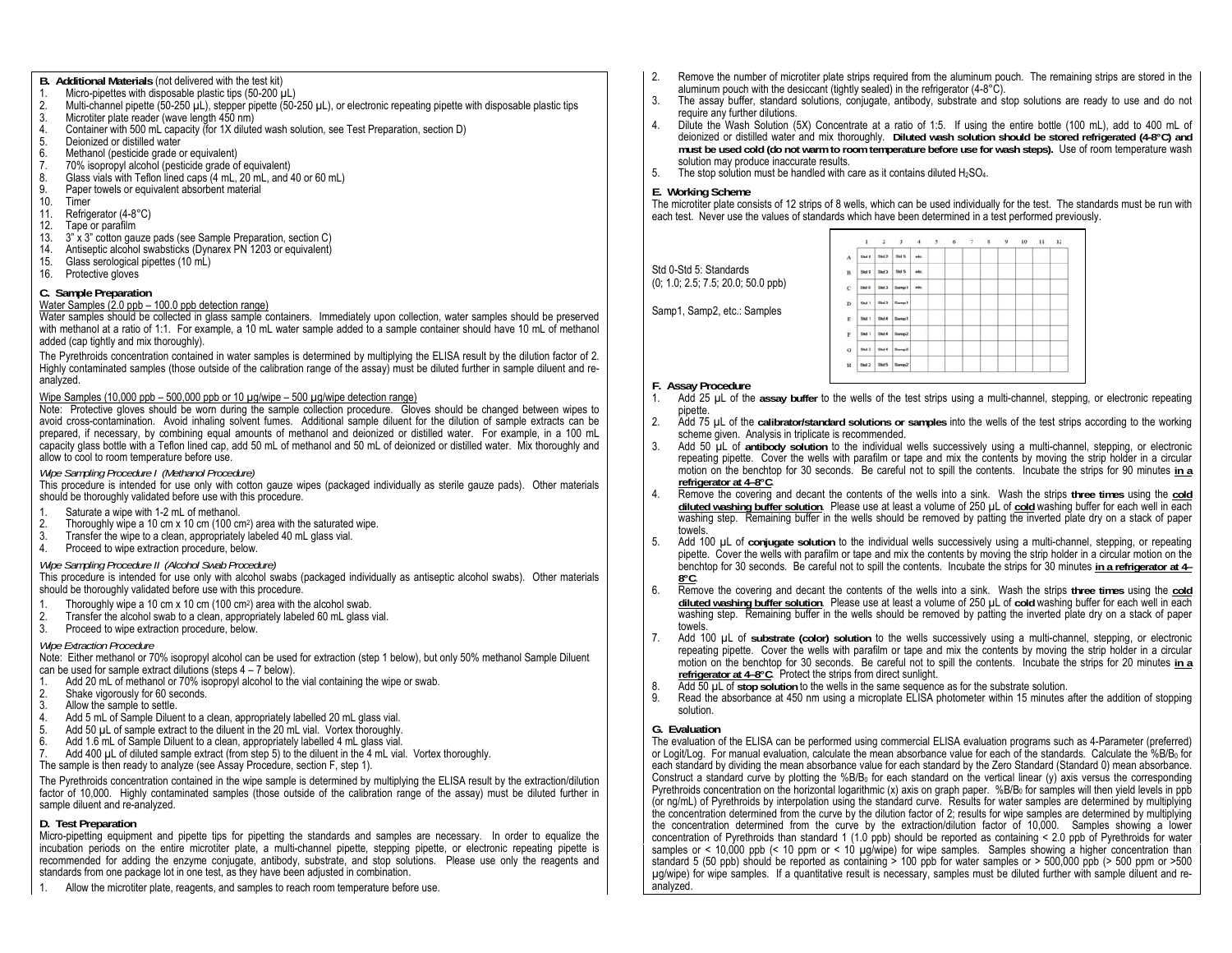**B. Additional Materials** (not delivered with the test kit)

1. Micro-pipettes with disposable plastic tips (50-200 µL)
2. Multi-channel pipette (50-250 µL), stepper pipette (50-250 µL), or electronic repeating pipette with disposable plastic tips
3. Microtiter plate reader (wave length 450 nm)
4. Container with 500 mL capacity (for 1X diluted wash solution, see Test Preparation, section D)
5. Deionized or distilled water
6. Methanol (pesticide grade or equivalent)
7. 70% isopropyl alcohol (pesticide grade of equivalent)
8. Glass vials with Teflon lined caps (4 mL, 20 mL, and 40 or 60 mL)
9. Paper towels or equivalent absorbent material
10. Timer
11. Refrigerator (4-8°C)
12. Tape or parafilm
13. 3" x 3" cotton gauze pads (see Sample Preparation, section C)
14. Antiseptic alcohol swabsticks (Dynarex PN 1203 or equivalent)
15. Glass serological pipettes (10 mL)
16. Protective gloves

**C. Sample Preparation**

Water Samples (2.0 ppb – 100.0 ppb detection range)

Water samples should be collected in glass sample containers. Immediately upon collection, water samples should be preserved with methanol at a ratio of 1:1. For example, a 10 mL water sample added to a sample container should have 10 mL of methanol added (cap tightly and mix thoroughly).

The Pyrethroids concentration contained in water samples is determined by multiplying the ELISA result by the dilution factor of 2. Highly contaminated samples (those outside of the calibration range of the assay) must be diluted further in sample diluent and re-analyzed.

Wipe Samples (10,000 ppb – 500,000 ppb or 10 µg/wipe – 500 µg/wipe detection range)

Note: Protective gloves should be worn during the sample collection procedure. Gloves should be changed between wipes to avoid cross-contamination. Avoid inhaling solvent fumes. Additional sample diluent for the dilution of sample extracts can be prepared, if necessary, by combining equal amounts of methanol and deionized or distilled water. For example, in a 100 mL capacity glass bottle with a Teflon lined cap, add 50 mL of methanol and 50 mL of deionized or distilled water. Mix thoroughly and allow to cool to room temperature before use.

*Wipe Sampling Procedure I (Methanol Procedure)*

This procedure is intended for use only with cotton gauze wipes (packaged individually as sterile gauze pads). Other materials should be thoroughly validated before use with this procedure.

1. Saturate a wipe with 1-2 mL of methanol.
2. Thoroughly wipe a 10 cm x 10 cm (100 cm$^2$) area with the saturated wipe.
3. Transfer the wipe to a clean, appropriately labeled 40 mL glass vial.
4. Proceed to wipe extraction procedure, below.

*Wipe Sampling Procedure II (Alcohol Swab Procedure)*

This procedure is intended for use only with alcohol swabs (packaged individually as antiseptic alcohol swabs). Other materials should be thoroughly validated before use with this procedure.

1. Thoroughly wipe a 10 cm x 10 cm (100 cm$^2$) area with the alcohol swab.
2. Transfer the alcohol swab to a clean, appropriately labeled 60 mL glass vial.
3. Proceed to wipe extraction procedure, below.

*Wipe Extraction Procedure*

Note: Either methanol or 70% isopropyl alcohol can be used for extraction (step 1 below), but only 50% methanol Sample Diluent can be used for sample extract dilutions (steps 4 – 7 below).

1. Add 20 mL of methanol or 70% isopropyl alcohol to the vial containing the wipe or swab.
2. Shake vigorously for 60 seconds.
3. Allow the sample to settle.
4. Add 5 mL of Sample Diluent to a clean, appropriately labelled 20 mL glass vial.
5. Add 50 µL of sample extract to the diluent in the 20 mL vial. Vortex thoroughly.
6. Add 1.6 mL of Sample Diluent to a clean, appropriately labelled 4 mL glass vial.
7. Add 400 µL of diluted sample extract (from step 5) to the diluent in the 4 mL vial. Vortex thoroughly.

The sample is then ready to analyze (see Assay Procedure, section F, step 1).

The Pyrethroids concentration contained in the wipe sample is determined by multiplying the ELISA result by the extraction/dilution factor of 10,000. Highly contaminated samples (those outside of the calibration range of the assay) must be diluted further in sample diluent and re-analyzed.

**D. Test Preparation**

Micro-pipetting equipment and pipette tips for pipetting the standards and samples are necessary. In order to equalize the incubation periods on the entire microtiter plate, a multi-channel pipette, stepping pipette, or electronic repeating pipette is recommended for adding the enzyme conjugate, antibody, substrate, and stop solutions. Please use only the reagents and standards from one package lot in one test, as they have been adjusted in combination.

1. Allow the microtiter plate, reagents, and samples to reach room temperature before use.
2. Remove the number of microtiter plate strips required from the aluminum pouch. The remaining strips are stored in the aluminum pouch with the desiccant (tightly sealed) in the refrigerator (4-8°C).
3. The assay buffer, standard solutions, conjugate, antibody, substrate and stop solutions are ready to use and do not require any further dilutions.
4. Dilute the Wash Solution (5X) Concentrate at a ratio of 1:5. If using the entire bottle (100 mL), add to 400 mL of deionized or distilled water and mix thoroughly. **Diluted wash solution should be stored refrigerated (4-8°C) and must be used cold (do not warm to room temperature before use for wash steps).** Use of room temperature wash solution may produce inaccurate results.
5. The stop solution must be handled with care as it contains diluted $H_2SO_4$.

**E. Working Scheme**

The microtiter plate consists of 12 strips of 8 wells, which can be used individually for the test. The standards must be run with each test. Never use the values of standards which have been determined in a test performed previously.

Std 0-Std 5: Standards
(0; 1.0; 2.5; 7.5; 20.0; 50.0 ppb)

Samp1, Samp2, etc.: Samples

| | 1 | 2 | 3 | 4 | 5 | 6 | 7 | 8 | 9 | 10 | 11 | 12 |
|---|---|---|---|---|---|---|---|---|---|---|---|---|
| A | Std 0 | Std 3 | Std 5 | etc. | | | | | | | | |
| B | Std 0 | Std 3 | Std 5 | etc. | | | | | | | | |
| C | Std 0 | Std 3 | Samp1 | etc. | | | | | | | | |
| D | Std 1 | Std 3 | Samp1 | | | | | | | | | |
| E | Std 1 | Std 4 | Samp1 | | | | | | | | | |
| F | Std 1 | Std 4 | Samp2 | | | | | | | | | |
| G | Std 2 | Std 4 | Samp2 | | | | | | | | | |
| H | Std 2 | Std 5 | Samp2 | | | | | | | | | |

**F. Assay Procedure**

1. Add 25 µL of the **assay buffer** to the wells of the test strips using a multi-channel, stepping, or electronic repeating pipette.
2. Add 75 µL of the **calibrator/standard solutions or samples** into the wells of the test strips according to the working scheme given. Analysis in triplicate is recommended.
3. Add 50 µL of **antibody solution** to the individual wells successively using a multi-channel, stepping, or electronic repeating pipette. Cover the wells with parafilm or tape and mix the contents by moving the strip holder in a circular motion on the benchtop for 30 seconds. Be careful not to spill the contents. Incubate the strips for 90 minutes **in a refrigerator at 4–8°C**.
4. Remove the covering and decant the contents of the wells into a sink. Wash the strips **three times** using the **cold diluted washing buffer solution**. Please use at least a volume of 250 µL of **cold** washing buffer for each well in each washing step. Remaining buffer in the wells should be removed by patting the inverted plate dry on a stack of paper towels.
5. Add 100 µL of **conjugate solution** to the individual wells successively using a multi-channel, stepping, or repeating pipette. Cover the wells with parafilm or tape and mix the contents by moving the strip holder in a circular motion on the benchtop for 30 seconds. Be careful not to spill the contents. Incubate the strips for 30 minutes **in a refrigerator at 4–8°C**.
6. Remove the covering and decant the contents of the wells into a sink. Wash the strips **three times** using the **cold diluted washing buffer solution**. Please use at least a volume of 250 µL of **cold** washing buffer for each well in each washing step. Remaining buffer in the wells should be removed by patting the inverted plate dry on a stack of paper towels.
7. Add 100 µL of **substrate (color) solution** to the wells successively using a multi-channel, stepping, or electronic repeating pipette. Cover the wells with parafilm or tape and mix the contents by moving the strip holder in a circular motion on the benchtop for 30 seconds. Be careful not to spill the contents. Incubate the strips for 20 minutes **in a refrigerator at 4–8°C**. Protect the strips from direct sunlight.
8. Add 50 µL of **stop solution** to the wells in the same sequence as for the substrate solution.
9. Read the absorbance at 450 nm using a microplate ELISA photometer within 15 minutes after the addition of stopping solution.

**G. Evaluation**

The evaluation of the ELISA can be performed using commercial ELISA evaluation programs such as 4-Parameter (preferred) or Logit/Log. For manual evaluation, calculate the mean absorbance value for each of the standards. Calculate the $\%B/B_0$ for each standard by dividing the mean absorbance value for each standard by the Zero Standard (Standard 0) mean absorbance. Construct a standard curve by plotting the $\%B/B_0$ for each standard on the vertical linear (y) axis versus the corresponding Pyrethroids concentration on the horizontal logarithmic (x) axis on graph paper. $\%B/B_0$ for samples will then yield levels in ppb (or ng/mL) of Pyrethroids by interpolation using the standard curve. Results for water samples are determined by multiplying the concentration determined from the curve by the dilution factor of 2; results for wipe samples are determined by multiplying the concentration determined from the curve by the extraction/dilution factor of 10,000. Samples showing a lower concentration of Pyrethroids than standard 1 (1.0 ppb) should be reported as containing < 2.0 ppb of Pyrethroids for water samples or < 10,000 ppb (< 10 ppm or < 10 µg/wipe) for wipe samples. Samples showing a higher concentration than standard 5 (50 ppb) should be reported as containing > 100 ppb for water samples or > 500,000 ppb (> 500 ppm or >500 µg/wipe) for wipe samples. If a quantitative result is necessary, samples must be diluted further with sample diluent and re-analyzed.